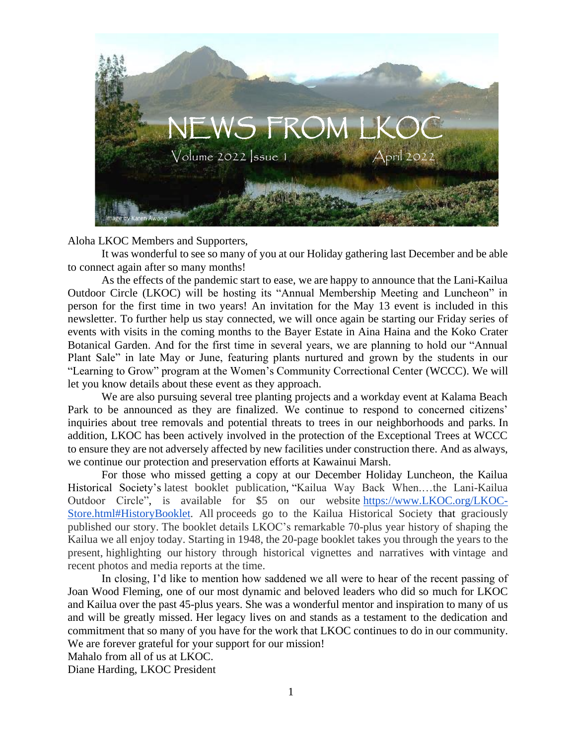# NEWS FROM LKOC

Volume 2022 Issue 1 April 2022

Image by Karen Awong

Aloha LKOC Members and Supporters,

It was wonderful to see so many of you at our Holiday gathering last December and be able to connect again after so many months!

As the effects of the pandemic start to ease, we are happy to announce that the Lani-Kailua Outdoor Circle (LKOC) will be hosting its "Annual Membership Meeting and Luncheon" in person for the first time in two years! An invitation for the May 13 event is included in this newsletter. To further help us stay connected, we will once again be starting our Friday series of events with visits in the coming months to the Bayer Estate in Aina Haina and the Koko Crater Botanical Garden. And for the first time in several years, we are planning to hold our "Annual Plant Sale" in late May or June, featuring plants nurtured and grown by the students in our "Learning to Grow" program at the Women's Community Correctional Center (WCCC). We will let you know details about these event as they approach.

We are also pursuing several tree planting projects and a workday event at Kalama Beach Park to be announced as they are finalized. We continue to respond to concerned citizens' inquiries about tree removals and potential threats to trees in our neighborhoods and parks. In addition, LKOC has been actively involved in the protection of the Exceptional Trees at WCCC to ensure they are not adversely affected by new facilities under construction there. And as always, we continue our protection and preservation efforts at Kawainui Marsh.

For those who missed getting a copy at our December Holiday Luncheon, the Kailua Historical Society's latest booklet publication, "Kailua Way Back When.…the Lani-Kailua Outdoor Circle", is available for $5 on our website [https://www.LKOC.org/LKOC-Store.html#HistoryBooklet](https://www.LKOC.org/LKOC-Store.html#HistoryBooklet). All proceeds go to the Kailua Historical Society that graciously published our story. The booklet details LKOC's remarkable 70-plus year history of shaping the Kailua we all enjoy today. Starting in 1948, the 20-page booklet takes you through the years to the present, highlighting our history through historical vignettes and narratives with vintage and recent photos and media reports at the time.

In closing, I'd like to mention how saddened we all were to hear of the recent passing of Joan Wood Fleming, one of our most dynamic and beloved leaders who did so much for LKOC and Kailua over the past 45-plus years. She was a wonderful mentor and inspiration to many of us and will be greatly missed. Her legacy lives on and stands as a testament to the dedication and commitment that so many of you have for the work that LKOC continues to do in our community. We are forever grateful for your support for our mission!

Mahalo from all of us at LKOC.

Diane Harding, LKOC President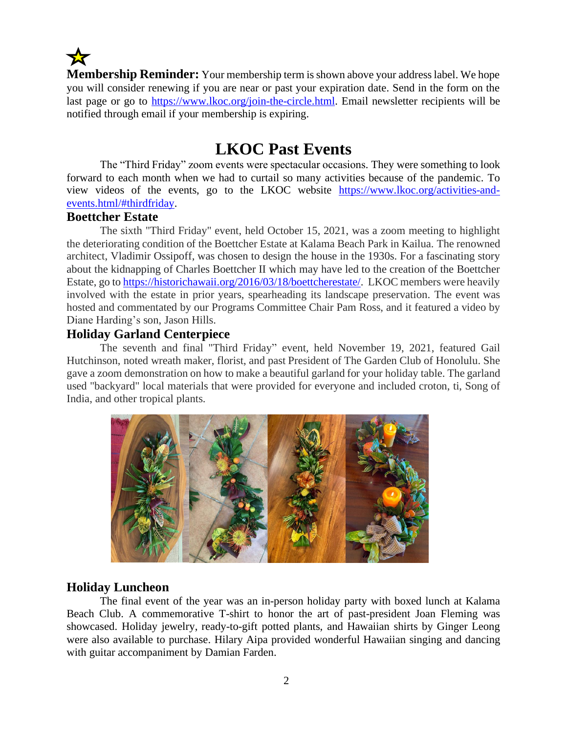☆ **Membership Reminder:** Your membership term is shown above your address label. We hope you will consider renewing if you are near or past your expiration date. Send in the form on the last page or go to https://www.lkoc.org/join-the-circle.html. Email newsletter recipients will be notified through email if your membership is expiring.

# LKOC Past Events

The "Third Friday" zoom events were spectacular occasions. They were something to look forward to each month when we had to curtail so many activities because of the pandemic. To view videos of the events, go to the LKOC website https://www.lkoc.org/activities-and-events.html/#thirdfriday.

### Boettcher Estate

The sixth "Third Friday" event, held October 15, 2021, was a zoom meeting to highlight the deteriorating condition of the Boettcher Estate at Kalama Beach Park in Kailua. The renowned architect, Vladimir Ossipoff, was chosen to design the house in the 1930s. For a fascinating story about the kidnapping of Charles Boettcher II which may have led to the creation of the Boettcher Estate, go to https://historichawaii.org/2016/03/18/boettcherestate/. LKOC members were heavily involved with the estate in prior years, spearheading its landscape preservation. The event was hosted and commentated by our Programs Committee Chair Pam Ross, and it featured a video by Diane Harding's son, Jason Hills.

### Holiday Garland Centerpiece

The seventh and final "Third Friday" event, held November 19, 2021, featured Gail Hutchinson, noted wreath maker, florist, and past President of The Garden Club of Honolulu. She gave a zoom demonstration on how to make a beautiful garland for your holiday table. The garland used "backyard" local materials that were provided for everyone and included croton, ti, Song of India, and other tropical plants.

### Holiday Luncheon

The final event of the year was an in-person holiday party with boxed lunch at Kalama Beach Club. A commemorative T-shirt to honor the art of past-president Joan Fleming was showcased. Holiday jewelry, ready-to-gift potted plants, and Hawaiian shirts by Ginger Leong were also available to purchase. Hilary Aipa provided wonderful Hawaiian singing and dancing with guitar accompaniment by Damian Farden.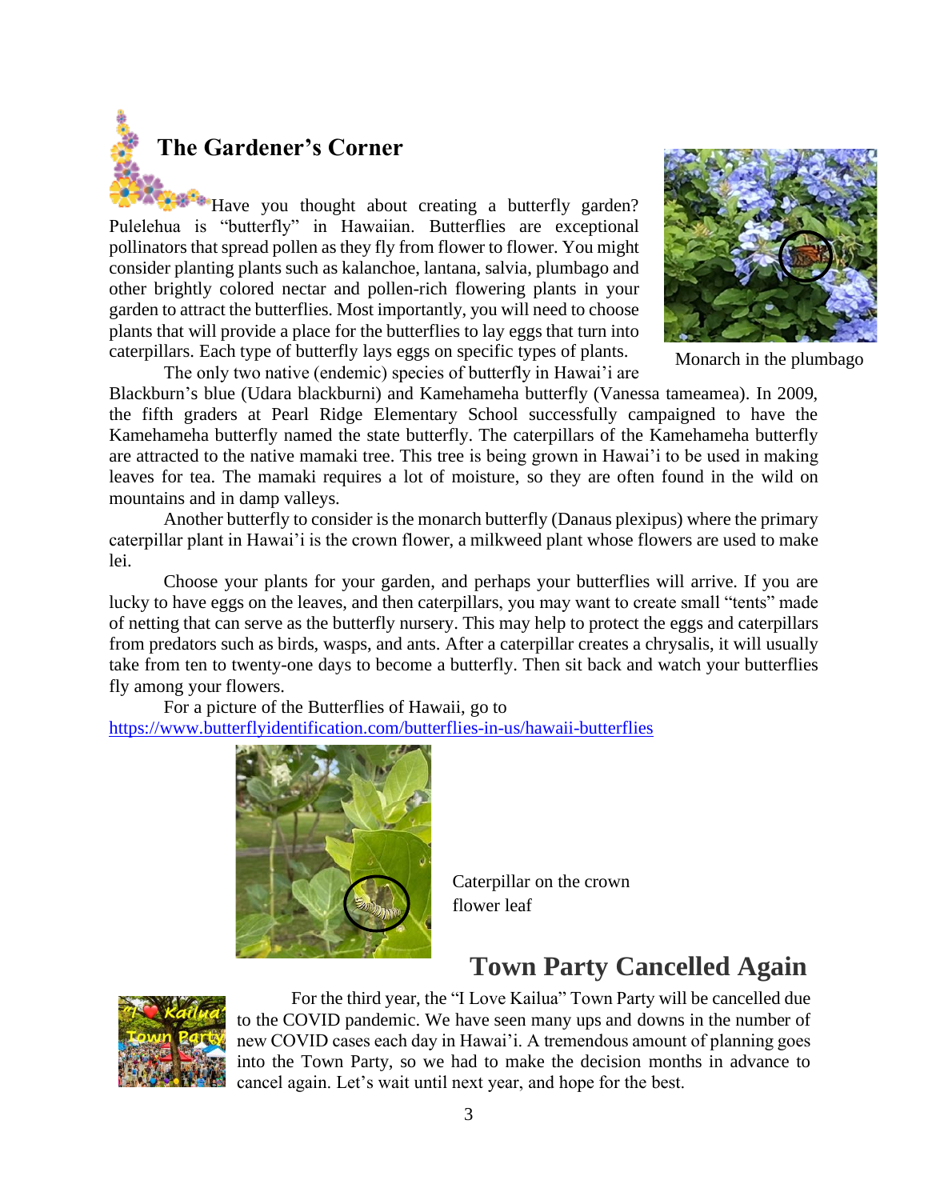## The Gardener's Corner

Have you thought about creating a butterfly garden? Pulelehua is "butterfly" in Hawaiian. Butterflies are exceptional pollinators that spread pollen as they fly from flower to flower. You might consider planting plants such as kalanchoe, lantana, salvia, plumbago and other brightly colored nectar and pollen-rich flowering plants in your garden to attract the butterflies. Most importantly, you will need to choose plants that will provide a place for the butterflies to lay eggs that turn into caterpillars. Each type of butterfly lays eggs on specific types of plants.

Monarch in the plumbago

The only two native (endemic) species of butterfly in Hawai'i are Blackburn's blue (Udara blackburni) and Kamehameha butterfly (Vanessa tameamea). In 2009, the fifth graders at Pearl Ridge Elementary School successfully campaigned to have the Kamehameha butterfly named the state butterfly. The caterpillars of the Kamehameha butterfly are attracted to the native mamaki tree. This tree is being grown in Hawai'i to be used in making leaves for tea. The mamaki requires a lot of moisture, so they are often found in the wild on mountains and in damp valleys.

Another butterfly to consider is the monarch butterfly (Danaus plexipus) where the primary caterpillar plant in Hawai'i is the crown flower, a milkweed plant whose flowers are used to make lei.

Choose your plants for your garden, and perhaps your butterflies will arrive. If you are lucky to have eggs on the leaves, and then caterpillars, you may want to create small "tents" made of netting that can serve as the butterfly nursery. This may help to protect the eggs and caterpillars from predators such as birds, wasps, and ants. After a caterpillar creates a chrysalis, it will usually take from ten to twenty-one days to become a butterfly. Then sit back and watch your butterflies fly among your flowers.

For a picture of the Butterflies of Hawaii, go to https://www.butterflyidentification.com/butterflies-in-us/hawaii-butterflies

Caterpillar on the crown flower leaf

## Town Party Cancelled Again

For the third year, the "I Love Kailua" Town Party will be cancelled due to the COVID pandemic. We have seen many ups and downs in the number of new COVID cases each day in Hawai'i. A tremendous amount of planning goes into the Town Party, so we had to make the decision months in advance to cancel again. Let's wait until next year, and hope for the best.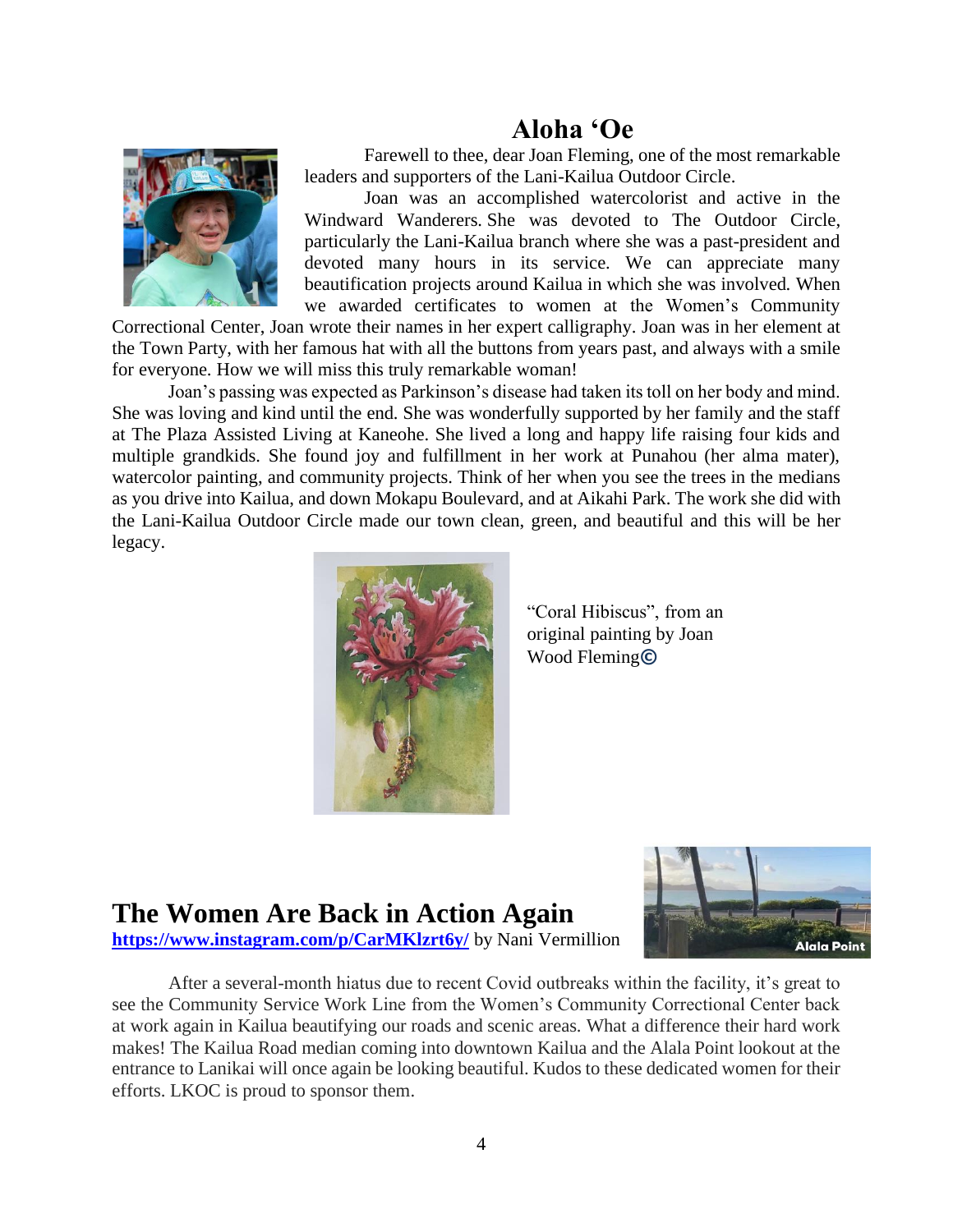# Aloha ‘Oe

Farewell to thee, dear Joan Fleming, one of the most remarkable leaders and supporters of the Lani-Kailua Outdoor Circle.

Joan was an accomplished watercolorist and active in the Windward Wanderers. She was devoted to The Outdoor Circle, particularly the Lani-Kailua branch where she was a past-president and devoted many hours in its service. We can appreciate many beautification projects around Kailua in which she was involved. When we awarded certificates to women at the Women’s Community Correctional Center, Joan wrote their names in her expert calligraphy. Joan was in her element at the Town Party, with her famous hat with all the buttons from years past, and always with a smile for everyone. How we will miss this truly remarkable woman!

Joan’s passing was expected as Parkinson’s disease had taken its toll on her body and mind. She was loving and kind until the end. She was wonderfully supported by her family and the staff at The Plaza Assisted Living at Kaneohe. She lived a long and happy life raising four kids and multiple grandkids. She found joy and fulfillment in her work at Punahou (her alma mater), watercolor painting, and community projects. Think of her when you see the trees in the medians as you drive into Kailua, and down Mokapu Boulevard, and at Aikahi Park. The work she did with the Lani-Kailua Outdoor Circle made our town clean, green, and beautiful and this will be her legacy.

“Coral Hibiscus”, from an original painting by Joan Wood Fleming©

## The Women Are Back in Action Again

https://www.instagram.com/p/CarMKlzrt6y/ by Nani Vermillion

Alala Point

After a several-month hiatus due to recent Covid outbreaks within the facility, it’s great to see the Community Service Work Line from the Women’s Community Correctional Center back at work again in Kailua beautifying our roads and scenic areas. What a difference their hard work makes! The Kailua Road median coming into downtown Kailua and the Alala Point lookout at the entrance to Lanikai will once again be looking beautiful. Kudos to these dedicated women for their efforts. LKOC is proud to sponsor them.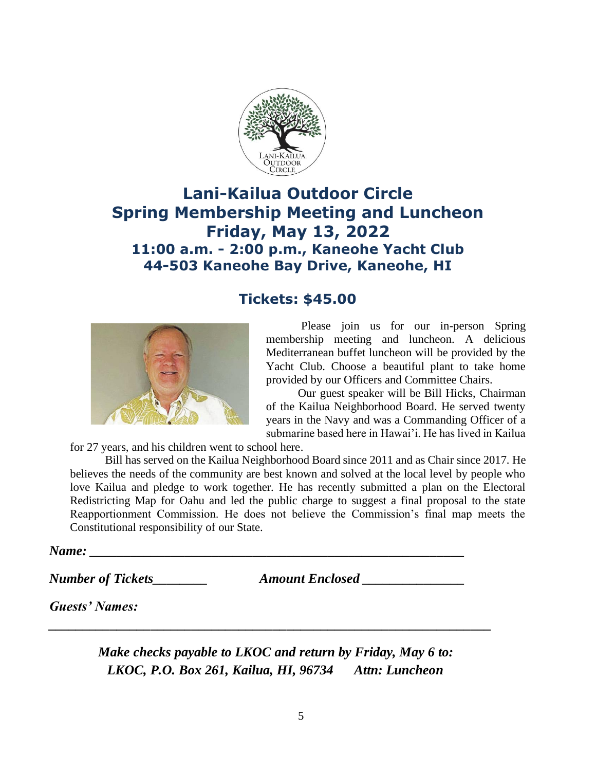# Lani-Kailua Outdoor Circle
# Spring Membership Meeting and Luncheon
# Friday, May 13, 2022
## 11:00 a.m. - 2:00 p.m., Kaneohe Yacht Club
## 44-503 Kaneohe Bay Drive, Kaneohe, HI

## Tickets: $45.00

Please join us for our in-person Spring membership meeting and luncheon. A delicious Mediterranean buffet luncheon will be provided by the Yacht Club. Choose a beautiful plant to take home provided by our Officers and Committee Chairs.

Our guest speaker will be Bill Hicks, Chairman of the Kailua Neighborhood Board. He served twenty years in the Navy and was a Commanding Officer of a submarine based here in Hawai'i. He has lived in Kailua for 27 years, and his children went to school here.

Bill has served on the Kailua Neighborhood Board since 2011 and as Chair since 2017. He believes the needs of the community are best known and solved at the local level by people who love Kailua and pledge to work together. He has recently submitted a plan on the Electoral Redistricting Map for Oahu and led the public charge to suggest a final proposal to the state Reapportionment Commission. He does not believe the Commission's final map meets the Constitutional responsibility of our State.

***Name:*** ___________________________________________________________

***Number of Tickets***________ ***Amount Enclosed*** _______________

***Guests' Names:***

_________________________________________________________________

***Make checks payable to LKOC and return by Friday, May 6 to:***
***LKOC, P.O. Box 261, Kailua, HI, 96734 Attn: Luncheon***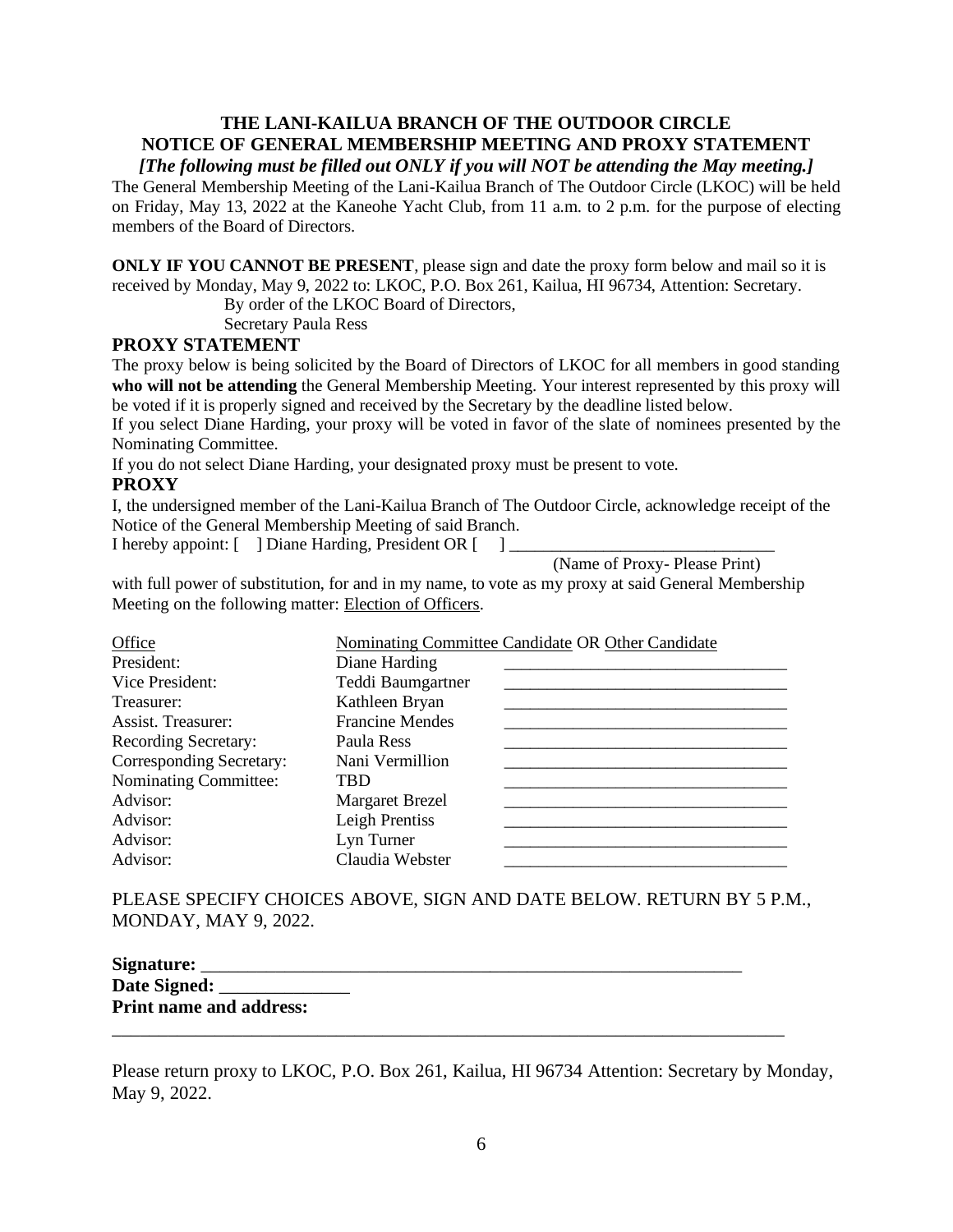# THE LANI-KAILUA BRANCH OF THE OUTDOOR CIRCLE
# NOTICE OF GENERAL MEMBERSHIP MEETING AND PROXY STATEMENT

***[The following must be filled out ONLY if you will NOT be attending the May meeting.]***

The General Membership Meeting of the Lani-Kailua Branch of The Outdoor Circle (LKOC) will be held on Friday, May 13, 2022 at the Kaneohe Yacht Club, from 11 a.m. to 2 p.m. for the purpose of electing members of the Board of Directors.

**ONLY IF YOU CANNOT BE PRESENT**, please sign and date the proxy form below and mail so it is received by Monday, May 9, 2022 to: LKOC, P.O. Box 261, Kailua, HI 96734, Attention: Secretary.

By order of the LKOC Board of Directors,
Secretary Paula Ress

## PROXY STATEMENT

The proxy below is being solicited by the Board of Directors of LKOC for all members in good standing **who will not be attending** the General Membership Meeting. Your interest represented by this proxy will be voted if it is properly signed and received by the Secretary by the deadline listed below.

If you select Diane Harding, your proxy will be voted in favor of the slate of nominees presented by the Nominating Committee.

If you do not select Diane Harding, your designated proxy must be present to vote.

## PROXY

I, the undersigned member of the Lani-Kailua Branch of The Outdoor Circle, acknowledge receipt of the Notice of the General Membership Meeting of said Branch.

I hereby appoint: [ ] Diane Harding, President OR [ ] ______________________________
(Name of Proxy- Please Print)

with full power of substitution, for and in my name, to vote as my proxy at said General Membership Meeting on the following matter: Election of Officers.

| Office | Nominating Committee Candidate | OR Other Candidate |
|---|---|---|
| President: | Diane Harding | ________________________________ |
| Vice President: | Teddi Baumgartner | ________________________________ |
| Treasurer: | Kathleen Bryan | ________________________________ |
| Assist. Treasurer: | Francine Mendes | ________________________________ |
| Recording Secretary: | Paula Ress | ________________________________ |
| Corresponding Secretary: | Nani Vermillion | ________________________________ |
| Nominating Committee: | TBD | ________________________________ |
| Advisor: | Margaret Brezel | ________________________________ |
| Advisor: | Leigh Prentiss | ________________________________ |
| Advisor: | Lyn Turner | ________________________________ |
| Advisor: | Claudia Webster | ________________________________ |

PLEASE SPECIFY CHOICES ABOVE, SIGN AND DATE BELOW. RETURN BY 5 P.M., MONDAY, MAY 9, 2022.

**Signature:** ____________________________________________________________

**Date Signed:** ______________

**Print name and address:**

____________________________________________________________________________

Please return proxy to LKOC, P.O. Box 261, Kailua, HI 96734 Attention: Secretary by Monday, May 9, 2022.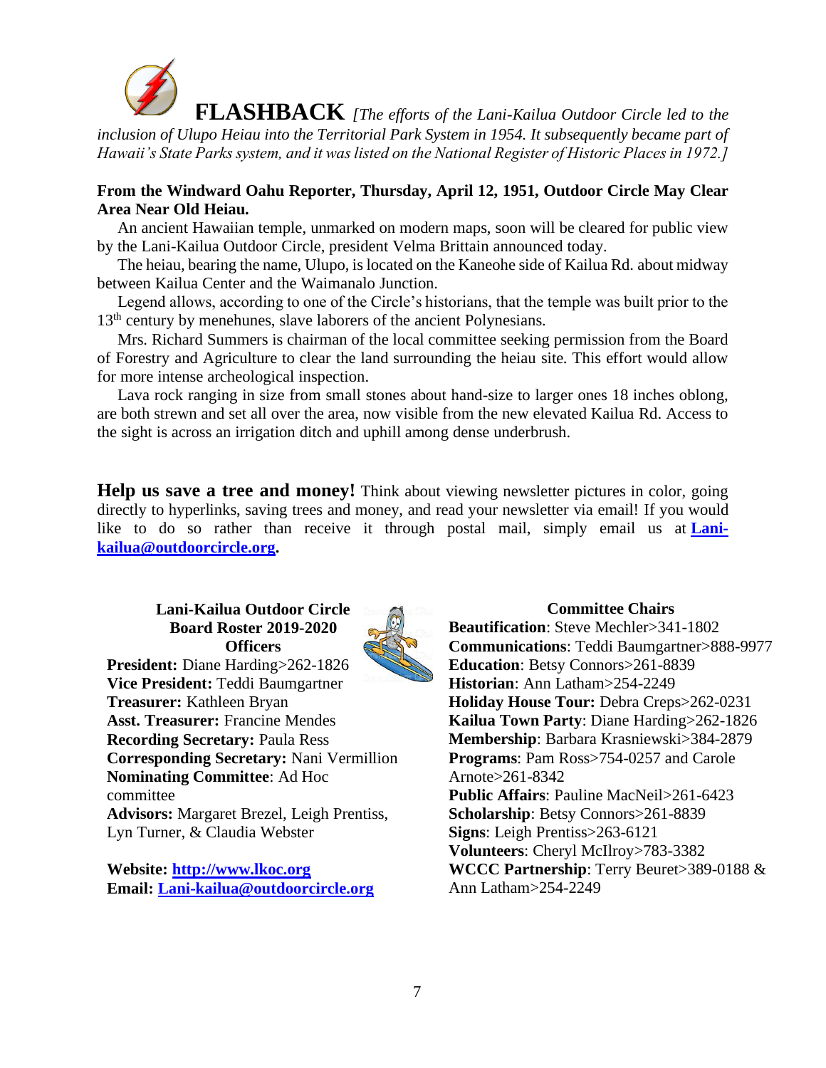# FLASHBACK

*[The efforts of the Lani-Kailua Outdoor Circle led to the inclusion of Ulupo Heiau into the Territorial Park System in 1954. It subsequently became part of Hawaii's State Parks system, and it was listed on the National Register of Historic Places in 1972.]*

**From the Windward Oahu Reporter, Thursday, April 12, 1951, Outdoor Circle May Clear Area Near Old Heiau.**

An ancient Hawaiian temple, unmarked on modern maps, soon will be cleared for public view by the Lani-Kailua Outdoor Circle, president Velma Brittain announced today.

The heiau, bearing the name, Ulupo, is located on the Kaneohe side of Kailua Rd. about midway between Kailua Center and the Waimanalo Junction.

Legend allows, according to one of the Circle's historians, that the temple was built prior to the 13th century by menehunes, slave laborers of the ancient Polynesians.

Mrs. Richard Summers is chairman of the local committee seeking permission from the Board of Forestry and Agriculture to clear the land surrounding the heiau site. This effort would allow for more intense archeological inspection.

Lava rock ranging in size from small stones about hand-size to larger ones 18 inches oblong, are both strewn and set all over the area, now visible from the new elevated Kailua Rd. Access to the sight is across an irrigation ditch and uphill among dense underbrush.

**Help us save a tree and money!** Think about viewing newsletter pictures in color, going directly to hyperlinks, saving trees and money, and read your newsletter via email! If you would like to do so rather than receive it through postal mail, simply email us at **Lani-kailua@outdoorcircle.org.**

**Lani-Kailua Outdoor Circle**
**Board Roster 2019-2020**
**Officers**

**President:** Diane Harding>262-1826
**Vice President:** Teddi Baumgartner
**Treasurer:** Kathleen Bryan
**Asst. Treasurer:** Francine Mendes
**Recording Secretary:** Paula Ress
**Corresponding Secretary:** Nani Vermillion
**Nominating Committee**: Ad Hoc committee
**Advisors:** Margaret Brezel, Leigh Prentiss, Lyn Turner, & Claudia Webster

**Website: http://www.lkoc.org**
**Email: Lani-kailua@outdoorcircle.org**

**Committee Chairs**

**Beautification**: Steve Mechler>341-1802
**Communications**: Teddi Baumgartner>888-9977
**Education**: Betsy Connors>261-8839
**Historian**: Ann Latham>254-2249
**Holiday House Tour:** Debra Creps>262-0231
**Kailua Town Party**: Diane Harding>262-1826
**Membership**: Barbara Krasniewski>384-2879
**Programs**: Pam Ross>754-0257 and Carole Arnote>261-8342
**Public Affairs**: Pauline MacNeil>261-6423
**Scholarship**: Betsy Connors>261-8839
**Signs**: Leigh Prentiss>263-6121
**Volunteers**: Cheryl McIlroy>783-3382
**WCCC Partnership**: Terry Beuret>389-0188 & Ann Latham>254-2249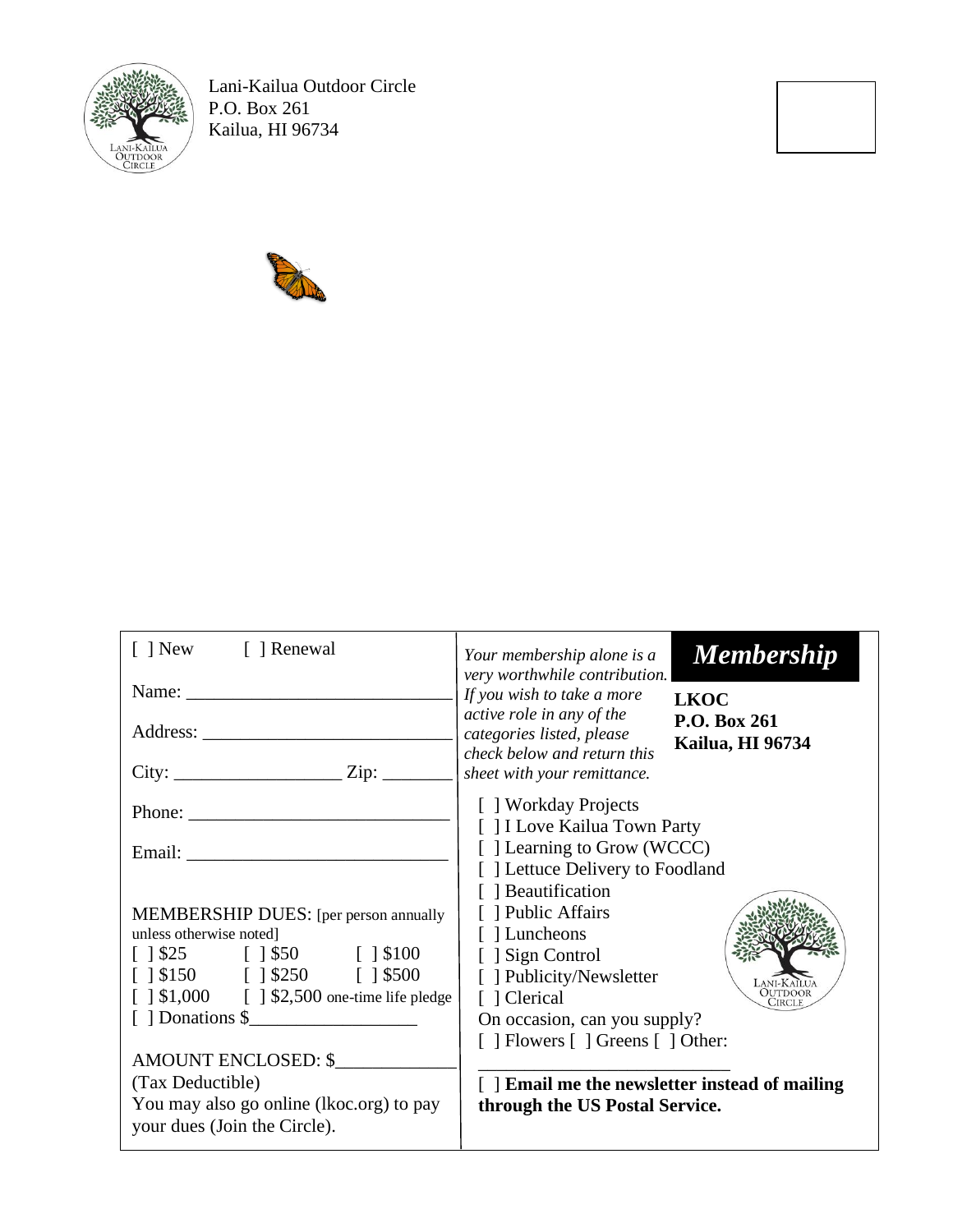Lani-Kailua Outdoor Circle
P.O. Box 261
Kailua, HI 96734

[ ] New [ ] Renewal

Name: ____________________________

Address: __________________________

City: __________________ Zip: ________

Phone: ___________________________

Email: ___________________________

MEMBERSHIP DUES: [per person annually unless otherwise noted]

[ ] $25 [ ] $50 [ ] $100
[ ] $150 [ ] $250 [ ] $500
[ ] $1,000 [ ] $2,500 one-time life pledge
[ ] Donations $_________________

AMOUNT ENCLOSED: $____________
(Tax Deductible)
You may also go online (lkoc.org) to pay your dues (Join the Circle).

## *Membership*

*Your membership alone is a very worthwhile contribution. If you wish to take a more active role in any of the categories listed, please check below and return this sheet with your remittance.*

**LKOC**
**P.O. Box 261**
**Kailua, HI 96734**

[ ] Workday Projects
[ ] I Love Kailua Town Party
[ ] Learning to Grow (WCCC)
[ ] Lettuce Delivery to Foodland
[ ] Beautification
[ ] Public Affairs
[ ] Luncheons
[ ] Sign Control
[ ] Publicity/Newsletter
[ ] Clerical

On occasion, can you supply?
[ ] Flowers [ ] Greens [ ] Other:
___________________________

[ ] **Email me the newsletter instead of mailing through the US Postal Service.**